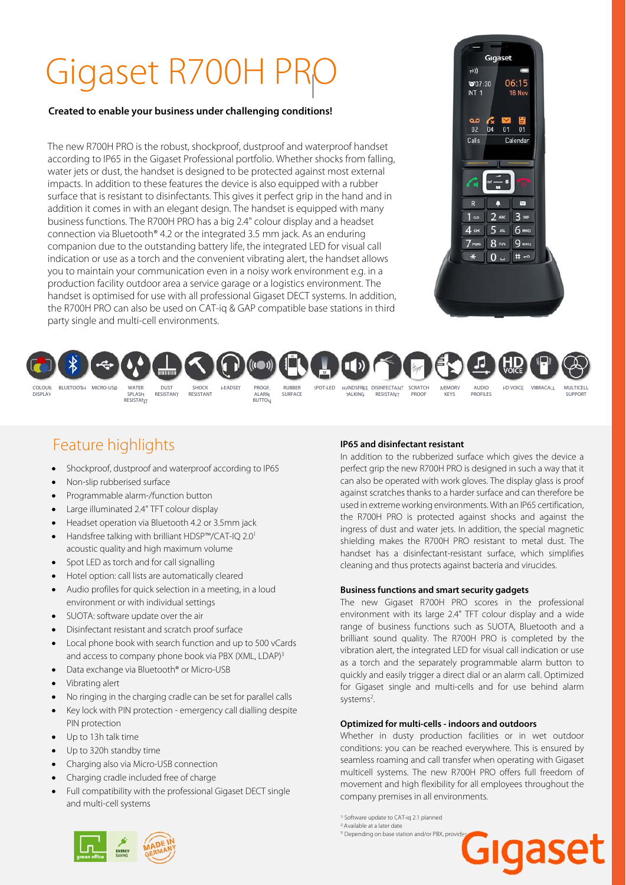# Gigaset R700H PRO

**Created to enable your business under challenging conditions!**

The new R700H PRO is the robust, shockproof, dustproof and waterproof handset according to IP65 in the Gigaset Professional portfolio. Whether shocks from falling, water jets or dust, the handset is designed to be protected against most external impacts. In addition to these features the device is also equipped with a rubber surface that is resistant to disinfectants. This gives it perfect grip in the hand and in addition it comes in with an elegant design. The handset is equipped with many business functions. The R700H PRO has a big 2.4" colour display and a headset connection via Bluetooth® 4.2 or the integrated 3.5 mm jack. As an enduring companion due to the outstanding battery life, the integrated LED for visual call indication or use as a torch and the convenient vibrating alert, the handset allows you to maintain your communication even in a noisy work environment e.g. in a production facility outdoor area a service garage or a logistics environment. The handset is optimised for use with all professional Gigaset DECT systems. In addition, the R700H PRO can also be used on CAT-iq & GAP compatible base stations in third party single and multi-cell environments.

COLOUR DISPLAY | BLUETOOTH | MICRO-USB | WATER SPLASH RESISTANT | DUST RESISTANT | SHOCK RESISTANT | HEADSET | PROGR. ALARM BUTTON | RUBBER SURFACE | SPOT-LED | HANDSFREE TALKING | DISINFECTANT RESISTANT | SCRATCH PROOF | MEMORY KEYS | AUDIO PROFILES | HD VOICE | VIBRACALL | MULTICELL SUPPORT

## Feature highlights

- Shockproof, dustproof and waterproof according to IP65
- Non-slip rubberised surface
- Programmable alarm-/function button
- Large illuminated 2.4" TFT colour display
- Headset operation via Bluetooth 4.2 or 3.5mm jack
- Handsfree talking with brilliant HDSP™/CAT-IQ 2.0[1] acoustic quality and high maximum volume
- Spot LED as torch and for call signalling
- Hotel option: call lists are automatically cleared
- Audio profiles for quick selection in a meeting, in a loud environment or with individual settings
- SUOTA: software update over the air
- Disinfectant resistant and scratch proof surface
- Local phone book with search function and up to 500 vCards and access to company phone book via PBX (XML, LDAP)[3]
- Data exchange via Bluetooth® or Micro-USB
- Vibrating alert
- No ringing in the charging cradle can be set for parallel calls
- Key lock with PIN protection - emergency call dialling despite PIN protection
- Up to 13h talk time
- Up to 320h standby time
- Charging also via Micro-USB connection
- Charging cradle included free of charge
- Full compatibility with the professional Gigaset DECT single and multi-cell systems

### IP65 and disinfectant resistant

In addition to the rubberized surface which gives the device a perfect grip the new R700H PRO is designed in such a way that it can also be operated with work gloves. The display glass is proof against scratches thanks to a harder surface and can therefore be used in extreme working environments. With an IP65 certification, the R700H PRO is protected against shocks and against the ingress of dust and water jets. In addition, the special magnetic shielding makes the R700H PRO resistant to metal dust. The handset has a disinfectant-resistant surface, which simplifies cleaning and thus protects against bacteria and virucides.

### Business functions and smart security gadgets

The new Gigaset R700H PRO scores in the professional environment with its large 2.4" TFT colour display and a wide range of business functions such as SUOTA, Bluetooth and a brilliant sound quality. The R700H PRO is completed by the vibration alert, the integrated LED for visual call indication or use as a torch and the separately programmable alarm button to quickly and easily trigger a direct dial or an alarm call. Optimized for Gigaset single and multi-cells and for use behind alarm systems[2].

### Optimized for multi-cells - indoors and outdoors

Whether in dusty production facilities or in wet outdoor conditions: you can be reached everywhere. This is ensured by seamless roaming and call transfer when operating with Gigaset multicell systems. The new R700H PRO offers full freedom of movement and high flexibility for all employees throughout the company premises in all environments.

[1] Software update to CAT-iq 2.1 planned
[2] Available at a later date
[3] Depending on base station and/or PBX, provider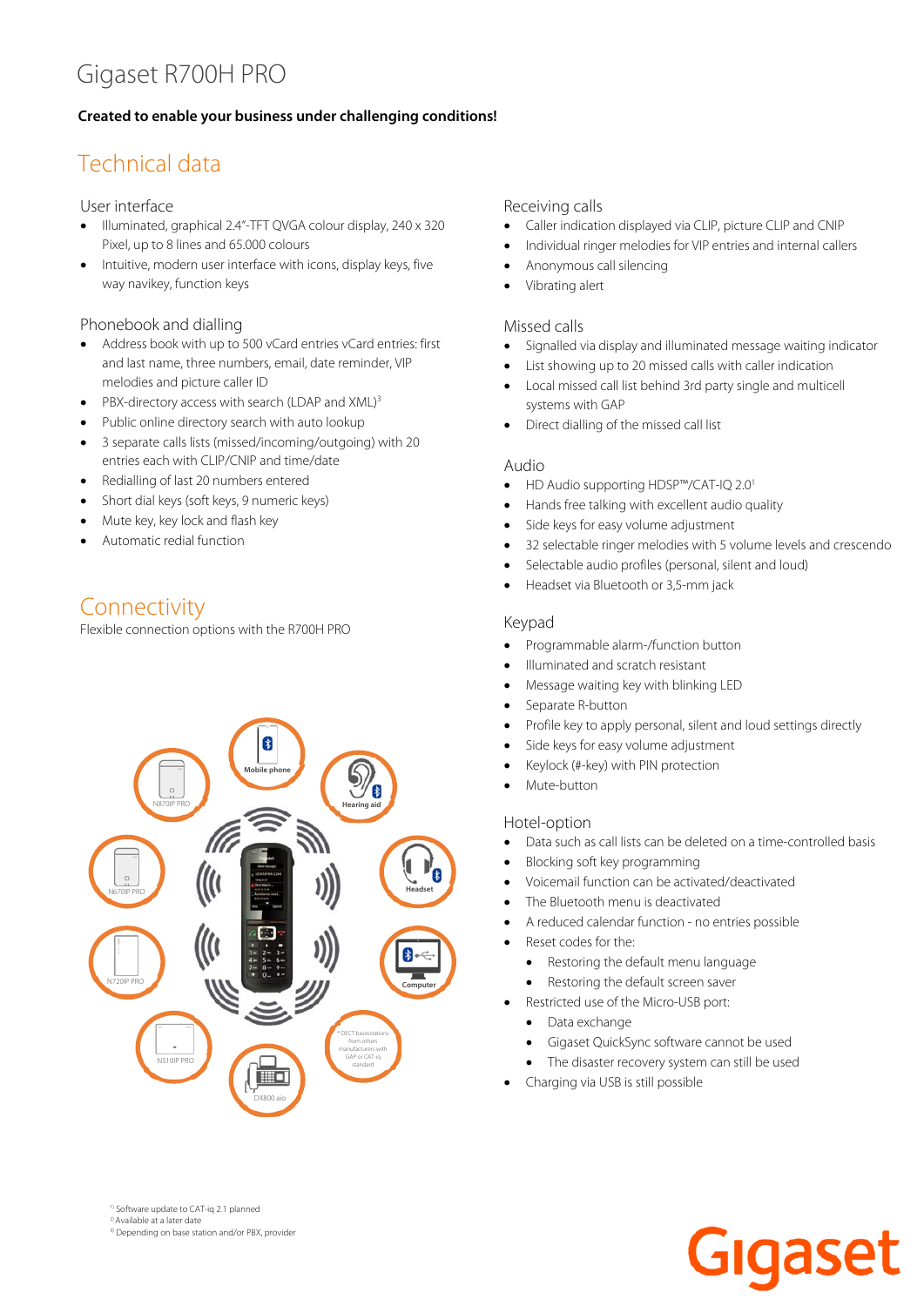# Gigaset R700H PRO

**Created to enable your business under challenging conditions!**

## Technical data

### User interface

- Illuminated, graphical 2.4"-TFT QVGA colour display, 240 x 320 Pixel, up to 8 lines and 65.000 colours
- Intuitive, modern user interface with icons, display keys, five way navikey, function keys

### Phonebook and dialling

- Address book with up to 500 vCard entries vCard entries: first and last name, three numbers, email, date reminder, VIP melodies and picture caller ID
- PBX-directory access with search (LDAP and XML)[3]
- Public online directory search with auto lookup
- 3 separate calls lists (missed/incoming/outgoing) with 20 entries each with CLIP/CNIP and time/date
- Redialling of last 20 numbers entered
- Short dial keys (soft keys, 9 numeric keys)
- Mute key, key lock and flash key
- Automatic redial function

## Connectivity

Flexible connection options with the R700H PRO

### Receiving calls

- Caller indication displayed via CLIP, picture CLIP and CNIP
- Individual ringer melodies for VIP entries and internal callers
- Anonymous call silencing
- Vibrating alert

### Missed calls

- Signalled via display and illuminated message waiting indicator
- List showing up to 20 missed calls with caller indication
- Local missed call list behind 3rd party single and multicell systems with GAP
- Direct dialling of the missed call list

### Audio

- HD Audio supporting HDSP™/CAT-IQ 2.0[1]
- Hands free talking with excellent audio quality
- Side keys for easy volume adjustment
- 32 selectable ringer melodies with 5 volume levels and crescendo
- Selectable audio profiles (personal, silent and loud)
- Headset via Bluetooth or 3,5-mm jack

### Keypad

- Programmable alarm-/function button
- Illuminated and scratch resistant
- Message waiting key with blinking LED
- Separate R-button
- Profile key to apply personal, silent and loud settings directly
- Side keys for easy volume adjustment
- Keylock (#-key) with PIN protection
- Mute-button

### Hotel-option

- Data such as call lists can be deleted on a time-controlled basis
- Blocking soft key programming
- Voicemail function can be activated/deactivated
- The Bluetooth menu is deactivated
- A reduced calendar function - no entries possible
- Reset codes for the:
  - Restoring the default menu language
  - Restoring the default screen saver
- Restricted use of the Micro-USB port:
  - Data exchange
  - Gigaset QuickSync software cannot be used
  - The disaster recovery system can still be used
- Charging via USB is still possible

[1] Software update to CAT-iq 2.1 planned
[2] Available at a later date
[3] Depending on base station and/or PBX, provider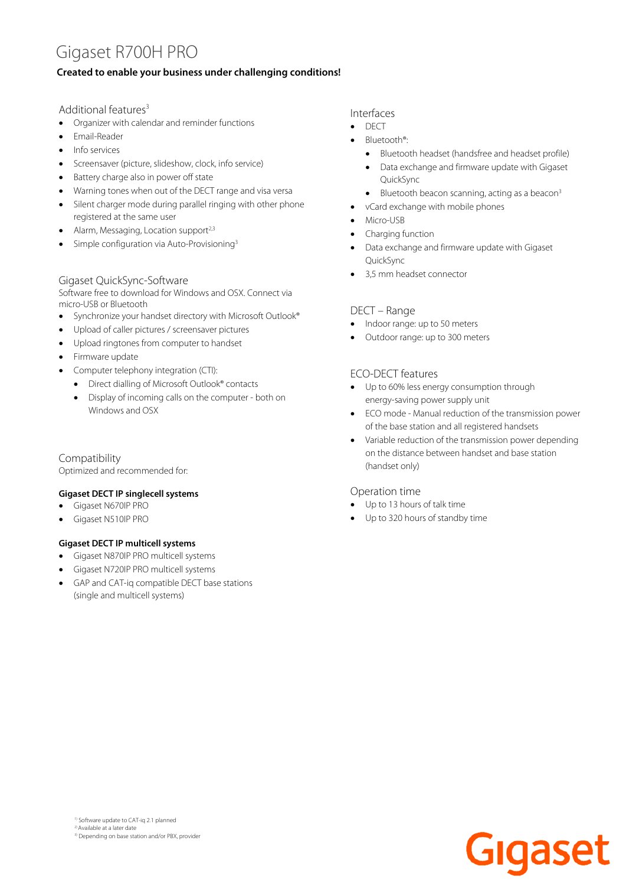# Gigaset R700H PRO

**Created to enable your business under challenging conditions!**

## Additional features[3]

- Organizer with calendar and reminder functions
- Email-Reader
- Info services
- Screensaver (picture, slideshow, clock, info service)
- Battery charge also in power off state
- Warning tones when out of the DECT range and visa versa
- Silent charger mode during parallel ringing with other phone registered at the same user
- Alarm, Messaging, Location support[2,3]
- Simple configuration via Auto-Provisioning[3]

## Gigaset QuickSync-Software

Software free to download for Windows and OSX. Connect via micro-USB or Bluetooth

- Synchronize your handset directory with Microsoft Outlook®
- Upload of caller pictures / screensaver pictures
- Upload ringtones from computer to handset
- Firmware update
- Computer telephony integration (CTI):
  - Direct dialling of Microsoft Outlook® contacts
  - Display of incoming calls on the computer - both on Windows and OSX

## Compatibility

Optimized and recommended for:

**Gigaset DECT IP singlecell systems**

- Gigaset N670IP PRO
- Gigaset N510IP PRO

**Gigaset DECT IP multicell systems**

- Gigaset N870IP PRO multicell systems
- Gigaset N720IP PRO multicell systems
- GAP and CAT-iq compatible DECT base stations (single and multicell systems)

## Interfaces

- DECT
- Bluetooth®:
  - Bluetooth headset (handsfree and headset profile)
  - Data exchange and firmware update with Gigaset QuickSync
  - Bluetooth beacon scanning, acting as a beacon[3]
- vCard exchange with mobile phones
- Micro-USB
- Charging function
- Data exchange and firmware update with Gigaset QuickSync
- 3,5 mm headset connector

## DECT – Range

- Indoor range: up to 50 meters
- Outdoor range: up to 300 meters

## ECO-DECT features

- Up to 60% less energy consumption through energy-saving power supply unit
- ECO mode - Manual reduction of the transmission power of the base station and all registered handsets
- Variable reduction of the transmission power depending on the distance between handset and base station (handset only)

## Operation time

- Up to 13 hours of talk time
- Up to 320 hours of standby time

[1] Software update to CAT-iq 2.1 planned
[2] Available at a later date
[3] Depending on base station and/or PBX, provider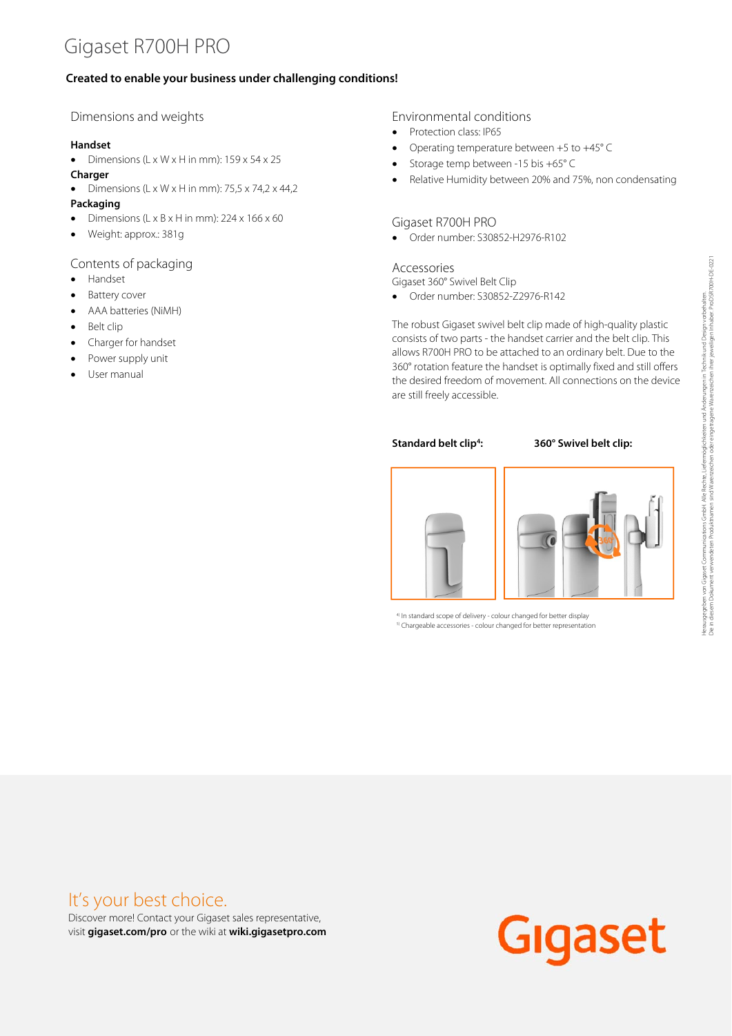# Gigaset R700H PRO

**Created to enable your business under challenging conditions!**

## Dimensions and weights

**Handset**

- Dimensions (L x W x H in mm): 159 x 54 x 25

**Charger**

- Dimensions (L x W x H in mm): 75,5 x 74,2 x 44,2

**Packaging**

- Dimensions (L x B x H in mm): 224 x 166 x 60
- Weight: approx.: 381g

## Contents of packaging

- Handset
- Battery cover
- AAA batteries (NiMH)
- Belt clip
- Charger for handset
- Power supply unit
- User manual

## Environmental conditions

- Protection class: IP65
- Operating temperature between +5 to +45° C
- Storage temp between -15 bis +65° C
- Relative Humidity between 20% and 75%, non condensating

## Gigaset R700H PRO

- Order number: S30852-H2976-R102

## Accessories

Gigaset 360° Swivel Belt Clip

- Order number: S30852-Z2976-R142

The robust Gigaset swivel belt clip made of high-quality plastic consists of two parts - the handset carrier and the belt clip. This allows R700H PRO to be attached to an ordinary belt. Due to the 360° rotation feature the handset is optimally fixed and still offers the desired freedom of movement. All connections on the device are still freely accessible.

**Standard belt clip[4]:**

**360° Swivel belt clip:**

[4] In standard scope of delivery - colour changed for better display
[5] Chargeable accessories - colour changed for better representation

Herausgegeben von Gigaset Communications GmbH. Alle Rechte, Liefermöglichkeiten und Änderungen in Technik und Design vorbehalten. Die in diesem Dokument verwendeten Produktnamen sind Warenzeichen oder eingetragene Warenzeichen ihrer jeweiligen Inhaber. ProDSR700H-DS-0221

## It's your best choice.

Discover more! Contact your Gigaset sales representative, visit **gigaset.com/pro** or the wiki at **wiki.gigasetpro.com**

Gigaset